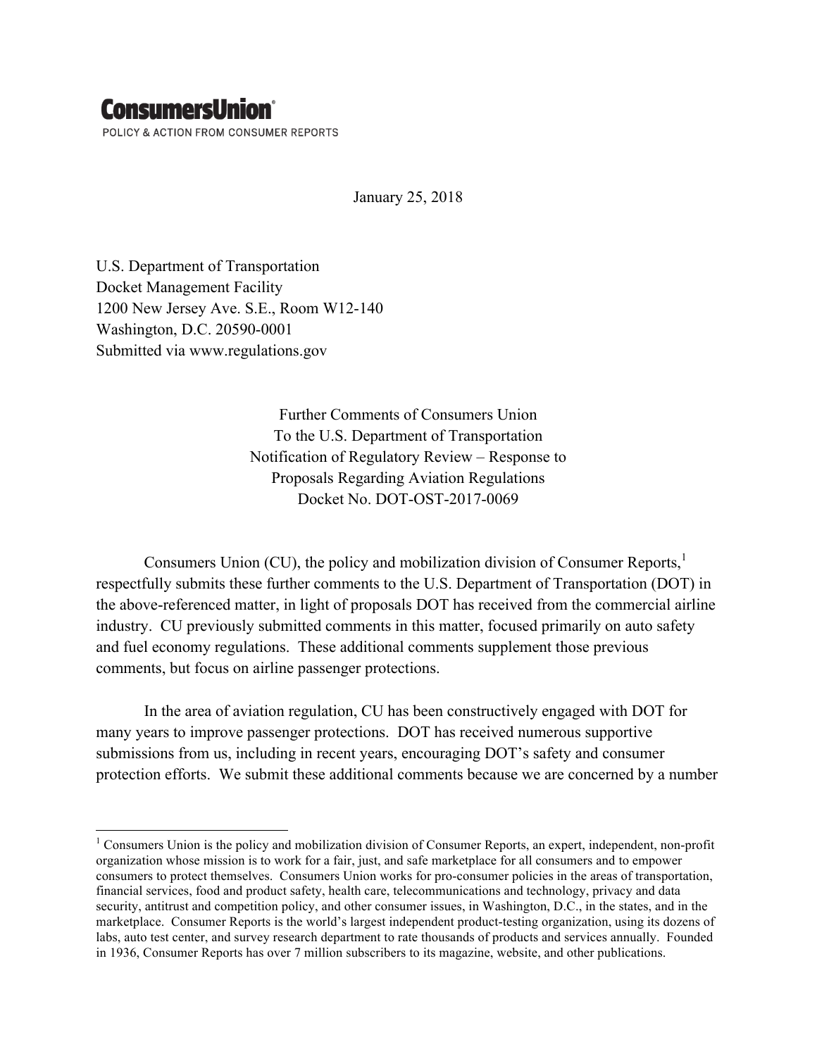**ConsumersUnion**®

POLICY & ACTION FROM CONSUMER REPORTS

January 25, 2018

U.S. Department of Transportation
Docket Management Facility
1200 New Jersey Ave. S.E., Room W12-140
Washington, D.C. 20590-0001
Submitted via www.regulations.gov

Further Comments of Consumers Union
To the U.S. Department of Transportation
Notification of Regulatory Review – Response to
Proposals Regarding Aviation Regulations
Docket No. DOT-OST-2017-0069

Consumers Union (CU), the policy and mobilization division of Consumer Reports,[1] respectfully submits these further comments to the U.S. Department of Transportation (DOT) in the above-referenced matter, in light of proposals DOT has received from the commercial airline industry. CU previously submitted comments in this matter, focused primarily on auto safety and fuel economy regulations. These additional comments supplement those previous comments, but focus on airline passenger protections.

In the area of aviation regulation, CU has been constructively engaged with DOT for many years to improve passenger protections. DOT has received numerous supportive submissions from us, including in recent years, encouraging DOT's safety and consumer protection efforts. We submit these additional comments because we are concerned by a number

[1] Consumers Union is the policy and mobilization division of Consumer Reports, an expert, independent, non-profit organization whose mission is to work for a fair, just, and safe marketplace for all consumers and to empower consumers to protect themselves. Consumers Union works for pro-consumer policies in the areas of transportation, financial services, food and product safety, health care, telecommunications and technology, privacy and data security, antitrust and competition policy, and other consumer issues, in Washington, D.C., in the states, and in the marketplace. Consumer Reports is the world's largest independent product-testing organization, using its dozens of labs, auto test center, and survey research department to rate thousands of products and services annually. Founded in 1936, Consumer Reports has over 7 million subscribers to its magazine, website, and other publications.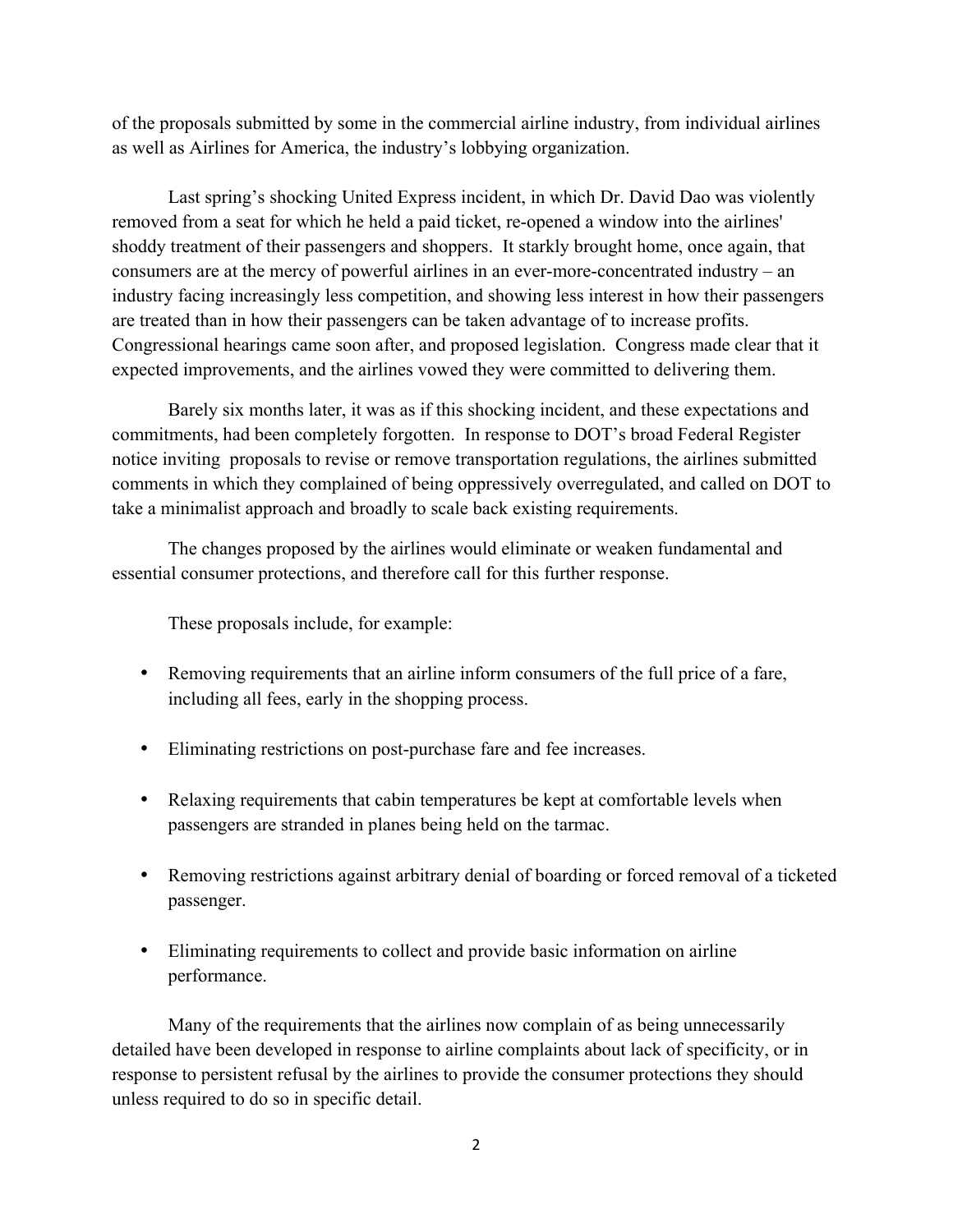of the proposals submitted by some in the commercial airline industry, from individual airlines as well as Airlines for America, the industry's lobbying organization.

Last spring's shocking United Express incident, in which Dr. David Dao was violently removed from a seat for which he held a paid ticket, re-opened a window into the airlines' shoddy treatment of their passengers and shoppers. It starkly brought home, once again, that consumers are at the mercy of powerful airlines in an ever-more-concentrated industry – an industry facing increasingly less competition, and showing less interest in how their passengers are treated than in how their passengers can be taken advantage of to increase profits. Congressional hearings came soon after, and proposed legislation. Congress made clear that it expected improvements, and the airlines vowed they were committed to delivering them.

Barely six months later, it was as if this shocking incident, and these expectations and commitments, had been completely forgotten. In response to DOT's broad Federal Register notice inviting proposals to revise or remove transportation regulations, the airlines submitted comments in which they complained of being oppressively overregulated, and called on DOT to take a minimalist approach and broadly to scale back existing requirements.

The changes proposed by the airlines would eliminate or weaken fundamental and essential consumer protections, and therefore call for this further response.

These proposals include, for example:

- Removing requirements that an airline inform consumers of the full price of a fare, including all fees, early in the shopping process.

- Eliminating restrictions on post-purchase fare and fee increases.

- Relaxing requirements that cabin temperatures be kept at comfortable levels when passengers are stranded in planes being held on the tarmac.

- Removing restrictions against arbitrary denial of boarding or forced removal of a ticketed passenger.

- Eliminating requirements to collect and provide basic information on airline performance.

Many of the requirements that the airlines now complain of as being unnecessarily detailed have been developed in response to airline complaints about lack of specificity, or in response to persistent refusal by the airlines to provide the consumer protections they should unless required to do so in specific detail.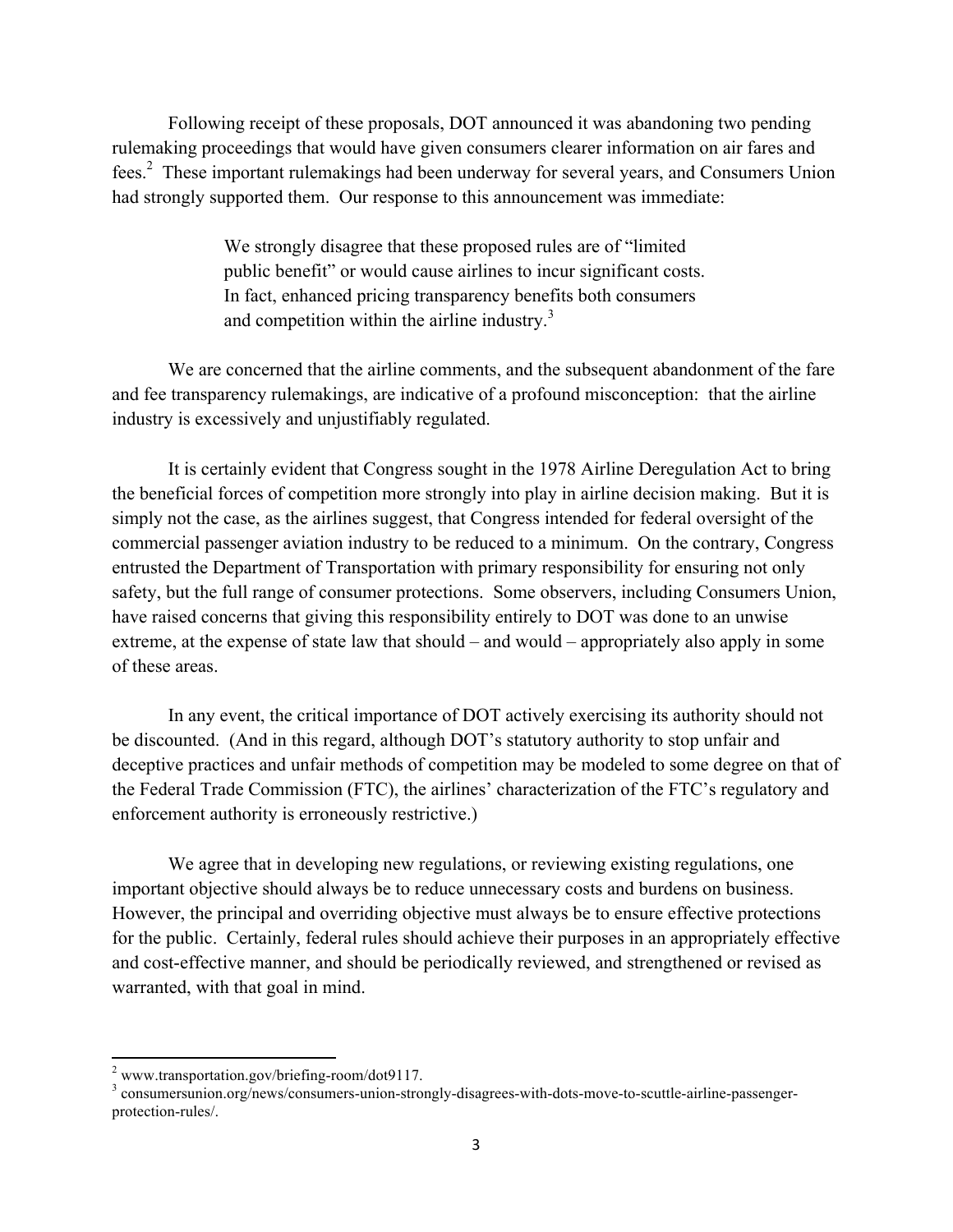Following receipt of these proposals, DOT announced it was abandoning two pending rulemaking proceedings that would have given consumers clearer information on air fares and fees.[2] These important rulemakings had been underway for several years, and Consumers Union had strongly supported them. Our response to this announcement was immediate:

> We strongly disagree that these proposed rules are of "limited public benefit" or would cause airlines to incur significant costs. In fact, enhanced pricing transparency benefits both consumers and competition within the airline industry.[3]

We are concerned that the airline comments, and the subsequent abandonment of the fare and fee transparency rulemakings, are indicative of a profound misconception: that the airline industry is excessively and unjustifiably regulated.

It is certainly evident that Congress sought in the 1978 Airline Deregulation Act to bring the beneficial forces of competition more strongly into play in airline decision making. But it is simply not the case, as the airlines suggest, that Congress intended for federal oversight of the commercial passenger aviation industry to be reduced to a minimum. On the contrary, Congress entrusted the Department of Transportation with primary responsibility for ensuring not only safety, but the full range of consumer protections. Some observers, including Consumers Union, have raised concerns that giving this responsibility entirely to DOT was done to an unwise extreme, at the expense of state law that should – and would – appropriately also apply in some of these areas.

In any event, the critical importance of DOT actively exercising its authority should not be discounted. (And in this regard, although DOT's statutory authority to stop unfair and deceptive practices and unfair methods of competition may be modeled to some degree on that of the Federal Trade Commission (FTC), the airlines' characterization of the FTC's regulatory and enforcement authority is erroneously restrictive.)

We agree that in developing new regulations, or reviewing existing regulations, one important objective should always be to reduce unnecessary costs and burdens on business. However, the principal and overriding objective must always be to ensure effective protections for the public. Certainly, federal rules should achieve their purposes in an appropriately effective and cost-effective manner, and should be periodically reviewed, and strengthened or revised as warranted, with that goal in mind.

---

[2] www.transportation.gov/briefing-room/dot9117.

[3] consumersunion.org/news/consumers-union-strongly-disagrees-with-dots-move-to-scuttle-airline-passenger-protection-rules/.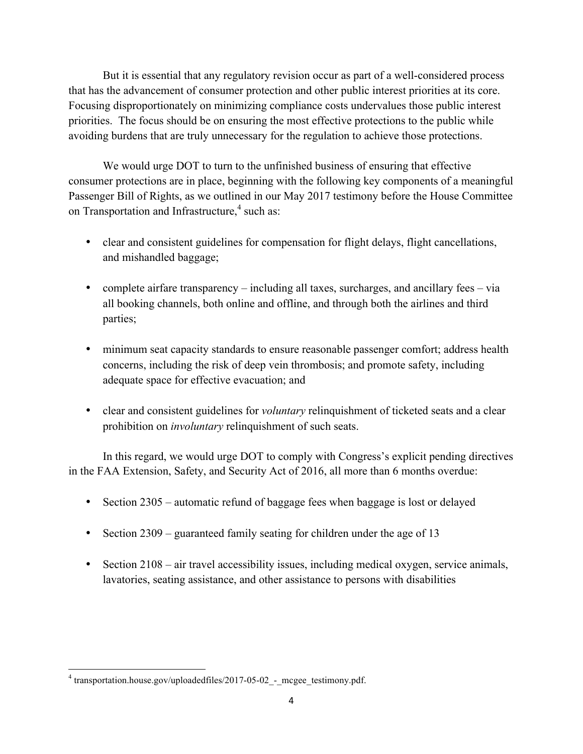But it is essential that any regulatory revision occur as part of a well-considered process that has the advancement of consumer protection and other public interest priorities at its core. Focusing disproportionately on minimizing compliance costs undervalues those public interest priorities. The focus should be on ensuring the most effective protections to the public while avoiding burdens that are truly unnecessary for the regulation to achieve those protections.

We would urge DOT to turn to the unfinished business of ensuring that effective consumer protections are in place, beginning with the following key components of a meaningful Passenger Bill of Rights, as we outlined in our May 2017 testimony before the House Committee on Transportation and Infrastructure,[4] such as:

- clear and consistent guidelines for compensation for flight delays, flight cancellations, and mishandled baggage;
- complete airfare transparency – including all taxes, surcharges, and ancillary fees – via all booking channels, both online and offline, and through both the airlines and third parties;
- minimum seat capacity standards to ensure reasonable passenger comfort; address health concerns, including the risk of deep vein thrombosis; and promote safety, including adequate space for effective evacuation; and
- clear and consistent guidelines for *voluntary* relinquishment of ticketed seats and a clear prohibition on *involuntary* relinquishment of such seats.

In this regard, we would urge DOT to comply with Congress's explicit pending directives in the FAA Extension, Safety, and Security Act of 2016, all more than 6 months overdue:

- Section 2305 – automatic refund of baggage fees when baggage is lost or delayed
- Section 2309 – guaranteed family seating for children under the age of 13
- Section 2108 – air travel accessibility issues, including medical oxygen, service animals, lavatories, seating assistance, and other assistance to persons with disabilities

[4] transportation.house.gov/uploadedfiles/2017-05-02_-_mcgee_testimony.pdf.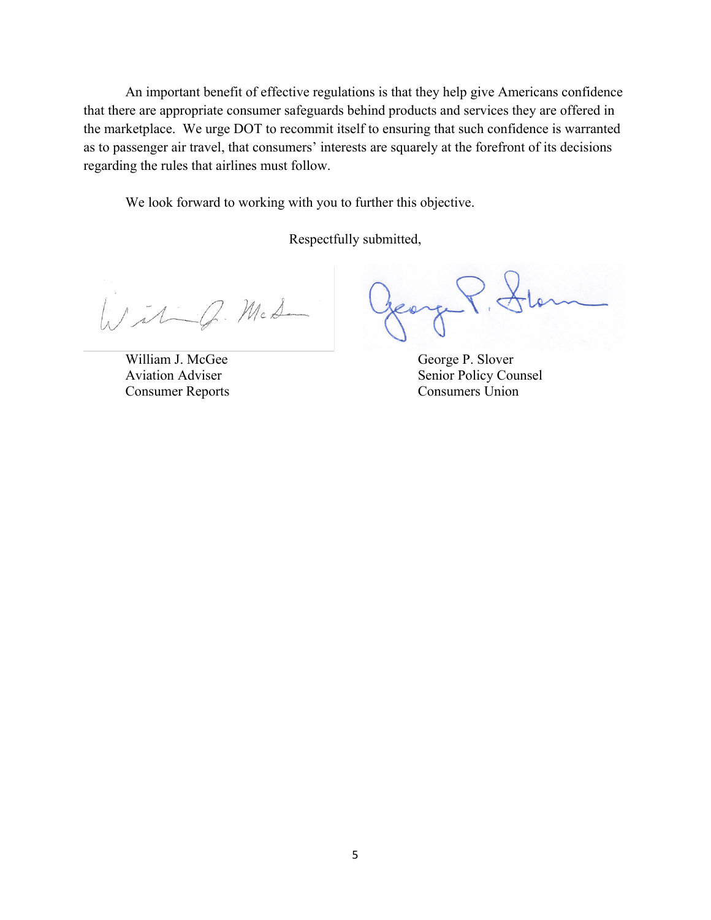An important benefit of effective regulations is that they help give Americans confidence that there are appropriate consumer safeguards behind products and services they are offered in the marketplace. We urge DOT to recommit itself to ensuring that such confidence is warranted as to passenger air travel, that consumers' interests are squarely at the forefront of its decisions regarding the rules that airlines must follow.

We look forward to working with you to further this objective.

Respectfully submitted,

William J. McGee
Aviation Adviser
Consumer Reports

George P. Slover
Senior Policy Counsel
Consumers Union